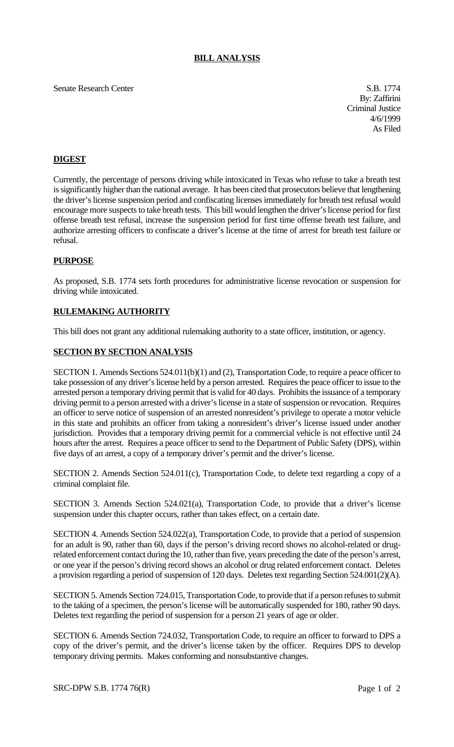# BILL ANALYSIS

Senate Research Center

S.B. 1774
By: Zaffirini
Criminal Justice
4/6/1999
As Filed

## DIGEST

Currently, the percentage of persons driving while intoxicated in Texas who refuse to take a breath test is significantly higher than the national average. It has been cited that prosecutors believe that lengthening the driver's license suspension period and confiscating licenses immediately for breath test refusal would encourage more suspects to take breath tests. This bill would lengthen the driver's license period for first offense breath test refusal, increase the suspension period for first time offense breath test failure, and authorize arresting officers to confiscate a driver's license at the time of arrest for breath test failure or refusal.

## PURPOSE

As proposed, S.B. 1774 sets forth procedures for administrative license revocation or suspension for driving while intoxicated.

## RULEMAKING AUTHORITY

This bill does not grant any additional rulemaking authority to a state officer, institution, or agency.

## SECTION BY SECTION ANALYSIS

SECTION 1. Amends Sections 524.011(b)(1) and (2), Transportation Code, to require a peace officer to take possession of any driver's license held by a person arrested. Requires the peace officer to issue to the arrested person a temporary driving permit that is valid for 40 days. Prohibits the issuance of a temporary driving permit to a person arrested with a driver's license in a state of suspension or revocation. Requires an officer to serve notice of suspension of an arrested nonresident's privilege to operate a motor vehicle in this state and prohibits an officer from taking a nonresident's driver's license issued under another jurisdiction. Provides that a temporary driving permit for a commercial vehicle is not effective until 24 hours after the arrest. Requires a peace officer to send to the Department of Public Safety (DPS), within five days of an arrest, a copy of a temporary driver's permit and the driver's license.

SECTION 2. Amends Section 524.011(c), Transportation Code, to delete text regarding a copy of a criminal complaint file.

SECTION 3. Amends Section 524.021(a), Transportation Code, to provide that a driver's license suspension under this chapter occurs, rather than takes effect, on a certain date.

SECTION 4. Amends Section 524.022(a), Transportation Code, to provide that a period of suspension for an adult is 90, rather than 60, days if the person's driving record shows no alcohol-related or drug-related enforcement contact during the 10, rather than five, years preceding the date of the person's arrest, or one year if the person's driving record shows an alcohol or drug related enforcement contact. Deletes a provision regarding a period of suspension of 120 days. Deletes text regarding Section 524.001(2)(A).

SECTION 5. Amends Section 724.015, Transportation Code, to provide that if a person refuses to submit to the taking of a specimen, the person's license will be automatically suspended for 180, rather 90 days. Deletes text regarding the period of suspension for a person 21 years of age or older.

SECTION 6. Amends Section 724.032, Transportation Code, to require an officer to forward to DPS a copy of the driver's permit, and the driver's license taken by the officer. Requires DPS to develop temporary driving permits. Makes conforming and nonsubstantive changes.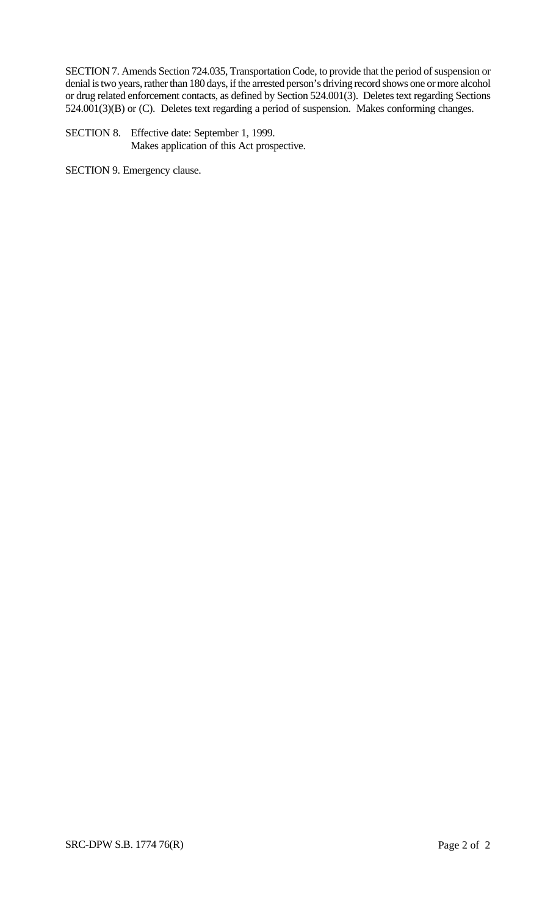SECTION 7. Amends Section 724.035, Transportation Code, to provide that the period of suspension or denial is two years, rather than 180 days, if the arrested person's driving record shows one or more alcohol or drug related enforcement contacts, as defined by Section 524.001(3). Deletes text regarding Sections 524.001(3)(B) or (C). Deletes text regarding a period of suspension. Makes conforming changes.

SECTION 8. Effective date: September 1, 1999.
Makes application of this Act prospective.

SECTION 9. Emergency clause.